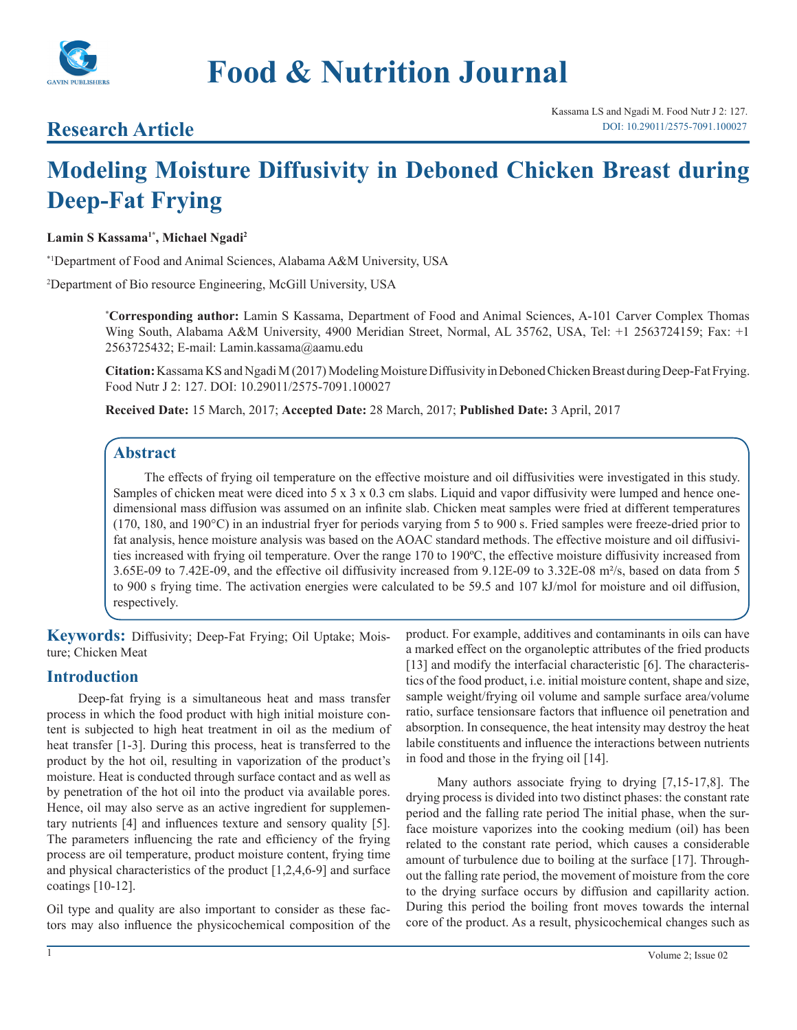# Food & Nutrition Journal

## Research Article

Kassama LS and Ngadi M. Food Nutr J 2: 127.
DOI: 10.29011/2575-7091.100027

# Modeling Moisture Diffusivity in Deboned Chicken Breast during Deep-Fat Frying

**Lamin S Kassama[1*], Michael Ngadi[2]**

[*1]Department of Food and Animal Sciences, Alabama A&M University, USA

[2]Department of Bio resource Engineering, McGill University, USA

**\*Corresponding author:** Lamin S Kassama, Department of Food and Animal Sciences, A-101 Carver Complex Thomas Wing South, Alabama A&M University, 4900 Meridian Street, Normal, AL 35762, USA, Tel: +1 2563724159; Fax: +1 2563725432; E-mail: Lamin.kassama@aamu.edu

**Citation:** Kassama KS and Ngadi M (2017) Modeling Moisture Diffusivity in Deboned Chicken Breast during Deep-Fat Frying. Food Nutr J 2: 127. DOI: 10.29011/2575-7091.100027

**Received Date:** 15 March, 2017; **Accepted Date:** 28 March, 2017; **Published Date:** 3 April, 2017

## Abstract

The effects of frying oil temperature on the effective moisture and oil diffusivities were investigated in this study. Samples of chicken meat were diced into 5 x 3 x 0.3 cm slabs. Liquid and vapor diffusivity were lumped and hence one-dimensional mass diffusion was assumed on an infinite slab. Chicken meat samples were fried at different temperatures (170, 180, and 190°C) in an industrial fryer for periods varying from 5 to 900 s. Fried samples were freeze-dried prior to fat analysis, hence moisture analysis was based on the AOAC standard methods. The effective moisture and oil diffusivities increased with frying oil temperature. Over the range 170 to 190ºC, the effective moisture diffusivity increased from 3.65E-09 to 7.42E-09, and the effective oil diffusivity increased from 9.12E-09 to 3.32E-08 m²/s, based on data from 5 to 900 s frying time. The activation energies were calculated to be 59.5 and 107 kJ/mol for moisture and oil diffusion, respectively.

**Keywords:** Diffusivity; Deep-Fat Frying; Oil Uptake; Moisture; Chicken Meat

## Introduction

Deep-fat frying is a simultaneous heat and mass transfer process in which the food product with high initial moisture content is subjected to high heat treatment in oil as the medium of heat transfer [1-3]. During this process, heat is transferred to the product by the hot oil, resulting in vaporization of the product's moisture. Heat is conducted through surface contact and as well as by penetration of the hot oil into the product via available pores. Hence, oil may also serve as an active ingredient for supplementary nutrients [4] and influences texture and sensory quality [5]. The parameters influencing the rate and efficiency of the frying process are oil temperature, product moisture content, frying time and physical characteristics of the product [1,2,4,6-9] and surface coatings [10-12].

Oil type and quality are also important to consider as these factors may also influence the physicochemical composition of the product. For example, additives and contaminants in oils can have a marked effect on the organoleptic attributes of the fried products [13] and modify the interfacial characteristic [6]. The characteristics of the food product, i.e. initial moisture content, shape and size, sample weight/frying oil volume and sample surface area/volume ratio, surface tensionsare factors that influence oil penetration and absorption. In consequence, the heat intensity may destroy the heat labile constituents and influence the interactions between nutrients in food and those in the frying oil [14].

Many authors associate frying to drying [7,15-17,8]. The drying process is divided into two distinct phases: the constant rate period and the falling rate period The initial phase, when the surface moisture vaporizes into the cooking medium (oil) has been related to the constant rate period, which causes a considerable amount of turbulence due to boiling at the surface [17]. Throughout the falling rate period, the movement of moisture from the core to the drying surface occurs by diffusion and capillarity action. During this period the boiling front moves towards the internal core of the product. As a result, physicochemical changes such as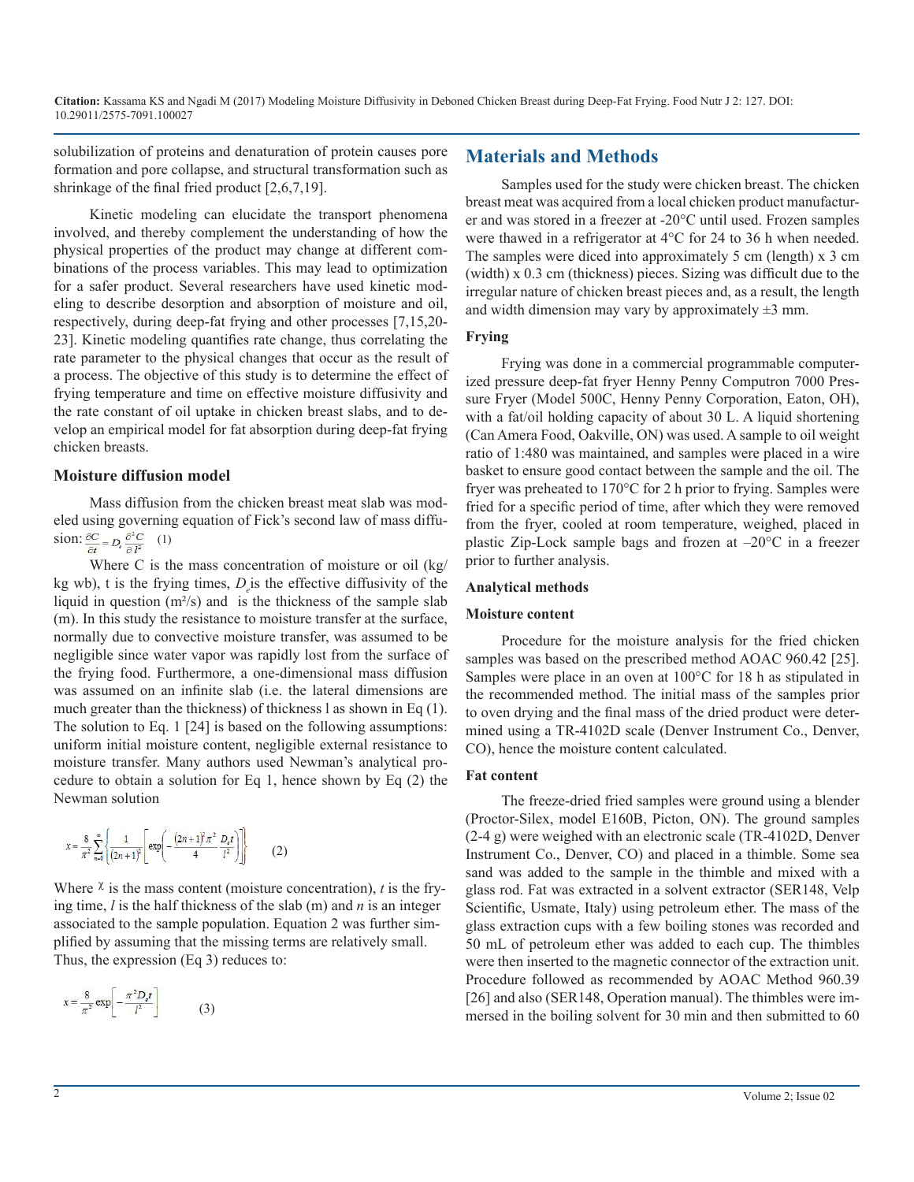solubilization of proteins and denaturation of protein causes pore formation and pore collapse, and structural transformation such as shrinkage of the final fried product [2,6,7,19].

Kinetic modeling can elucidate the transport phenomena involved, and thereby complement the understanding of how the physical properties of the product may change at different combinations of the process variables. This may lead to optimization for a safer product. Several researchers have used kinetic modeling to describe desorption and absorption of moisture and oil, respectively, during deep-fat frying and other processes [7,15,20-23]. Kinetic modeling quantifies rate change, thus correlating the rate parameter to the physical changes that occur as the result of a process. The objective of this study is to determine the effect of frying temperature and time on effective moisture diffusivity and the rate constant of oil uptake in chicken breast slabs, and to develop an empirical model for fat absorption during deep-fat frying chicken breasts.

### Moisture diffusion model

Mass diffusion from the chicken breast meat slab was modeled using governing equation of Fick's second law of mass diffusion: $\frac{\partial C}{\partial t} = D_e \frac{\partial^2 C}{\partial l^2}$ (1)

Where C is the mass concentration of moisture or oil (kg/kg wb), t is the frying times, $D_e$ is the effective diffusivity of the liquid in question (m²/s) and is the thickness of the sample slab (m). In this study the resistance to moisture transfer at the surface, normally due to convective moisture transfer, was assumed to be negligible since water vapor was rapidly lost from the surface of the frying food. Furthermore, a one-dimensional mass diffusion was assumed on an infinite slab (i.e. the lateral dimensions are much greater than the thickness) of thickness l as shown in Eq (1). The solution to Eq. 1 [24] is based on the following assumptions: uniform initial moisture content, negligible external resistance to moisture transfer. Many authors used Newman's analytical procedure to obtain a solution for Eq 1, hence shown by Eq (2) the Newman solution

$$x = \frac{8}{\pi^2} \sum_{n=0}^{\infty} \left\{ \frac{1}{(2n+1)^2} \left[ \exp\left( -\frac{(2n+1)^2 \pi^2}{4} \frac{D_e t}{l^2} \right) \right] \right\} \qquad (2)$$

Where $\chi$ is the mass content (moisture concentration), *t* is the frying time, *l* is the half thickness of the slab (m) and *n* is an integer associated to the sample population. Equation 2 was further simplified by assuming that the missing terms are relatively small. Thus, the expression (Eq 3) reduces to:

$$x = \frac{8}{\pi^2} \exp\left[ -\frac{\pi^2 D_e t}{l^2} \right] \qquad (3)$$

## Materials and Methods

Samples used for the study were chicken breast. The chicken breast meat was acquired from a local chicken product manufacturer and was stored in a freezer at -20°C until used. Frozen samples were thawed in a refrigerator at 4°C for 24 to 36 h when needed. The samples were diced into approximately 5 cm (length) x 3 cm (width) x 0.3 cm (thickness) pieces. Sizing was difficult due to the irregular nature of chicken breast pieces and, as a result, the length and width dimension may vary by approximately ±3 mm.

### Frying

Frying was done in a commercial programmable computerized pressure deep-fat fryer Henny Penny Computron 7000 Pressure Fryer (Model 500C, Henny Penny Corporation, Eaton, OH), with a fat/oil holding capacity of about 30 L. A liquid shortening (Can Amera Food, Oakville, ON) was used. A sample to oil weight ratio of 1:480 was maintained, and samples were placed in a wire basket to ensure good contact between the sample and the oil. The fryer was preheated to 170°C for 2 h prior to frying. Samples were fried for a specific period of time, after which they were removed from the fryer, cooled at room temperature, weighed, placed in plastic Zip-Lock sample bags and frozen at –20°C in a freezer prior to further analysis.

### Analytical methods

### Moisture content

Procedure for the moisture analysis for the fried chicken samples was based on the prescribed method AOAC 960.42 [25]. Samples were place in an oven at 100°C for 18 h as stipulated in the recommended method. The initial mass of the samples prior to oven drying and the final mass of the dried product were determined using a TR-4102D scale (Denver Instrument Co., Denver, CO), hence the moisture content calculated.

### Fat content

The freeze-dried fried samples were ground using a blender (Proctor-Silex, model E160B, Picton, ON). The ground samples (2-4 g) were weighed with an electronic scale (TR-4102D, Denver Instrument Co., Denver, CO) and placed in a thimble. Some sea sand was added to the sample in the thimble and mixed with a glass rod. Fat was extracted in a solvent extractor (SER148, Velp Scientific, Usmate, Italy) using petroleum ether. The mass of the glass extraction cups with a few boiling stones was recorded and 50 mL of petroleum ether was added to each cup. The thimbles were then inserted to the magnetic connector of the extraction unit. Procedure followed as recommended by AOAC Method 960.39 [26] and also (SER148, Operation manual). The thimbles were immersed in the boiling solvent for 30 min and then submitted to 60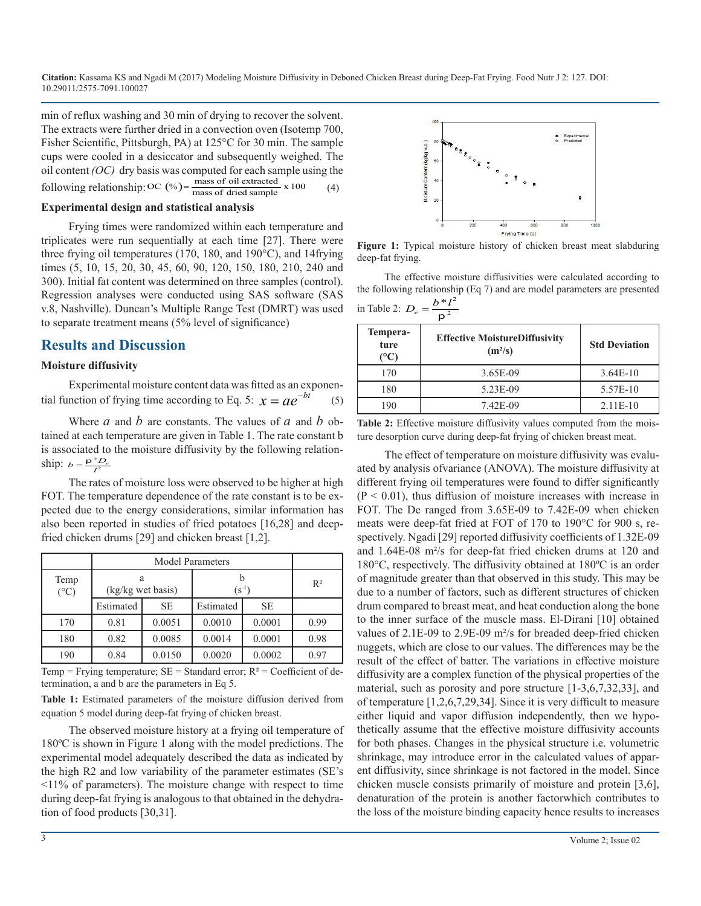min of reflux washing and 30 min of drying to recover the solvent. The extracts were further dried in a convection oven (Isotemp 700, Fisher Scientific, Pittsburgh, PA) at 125°C for 30 min. The sample cups were cooled in a desiccator and subsequently weighed. The oil content *(OC)* dry basis was computed for each sample using the following relationship:

$$OC\ (\%) = \frac{\text{mass of oil extracted}}{\text{mass of dried sample}} \times 100 \qquad (4)$$

**Experimental design and statistical analysis**

Frying times were randomized within each temperature and triplicates were run sequentially at each time [27]. There were three frying oil temperatures (170, 180, and 190°C), and 14frying times (5, 10, 15, 20, 30, 45, 60, 90, 120, 150, 180, 210, 240 and 300). Initial fat content was determined on three samples (control). Regression analyses were conducted using SAS software (SAS v.8, Nashville). Duncan's Multiple Range Test (DMRT) was used to separate treatment means (5% level of significance)

## Results and Discussion

**Moisture diffusivity**

Experimental moisture content data was fitted as an exponential function of frying time according to Eq. 5: $x = ae^{-bt}$ (5)

Where $a$ and $b$ are constants. The values of $a$ and $b$ obtained at each temperature are given in Table 1. The rate constant b is associated to the moisture diffusivity by the following relationship: $b = \frac{\rho^2 D_e}{l^2}$

The rates of moisture loss were observed to be higher at high FOT. The temperature dependence of the rate constant is to be expected due to the energy considerations, similar information has also been reported in studies of fried potatoes [16,28] and deep-fried chicken drums [29] and chicken breast [1,2].

| Temp (°C) | Model Parameters | | | | $R^2$ |
|---|---|---|---|---|---|
| | a (kg/kg wet basis) | | b ($s^{-1}$) | | |
| | Estimated | SE | Estimated | SE | |
| 170 | 0.81 | 0.0051 | 0.0010 | 0.0001 | 0.99 |
| 180 | 0.82 | 0.0085 | 0.0014 | 0.0001 | 0.98 |
| 190 | 0.84 | 0.0150 | 0.0020 | 0.0002 | 0.97 |

Temp = Frying temperature; SE = Standard error; $R^2$ = Coefficient of determination, a and b are the parameters in Eq 5.

**Table 1:** Estimated parameters of the moisture diffusion derived from equation 5 model during deep-fat frying of chicken breast.

The observed moisture history at a frying oil temperature of 180ºC is shown in Figure 1 along with the model predictions. The experimental model adequately described the data as indicated by the high R2 and low variability of the parameter estimates (SE's <11% of parameters). The moisture change with respect to time during deep-fat frying is analogous to that obtained in the dehydration of food products [30,31].

**Figure 1:** Typical moisture history of chicken breast meat slabduring deep-fat frying.

The effective moisture diffusivities were calculated according to the following relationship (Eq 7) and are model parameters are presented in Table 2: $D_e = \frac{b * l^2}{\rho^2}$

| Temperature (°C) | Effective MoistureDiffusivity (m²/s) | Std Deviation |
|---|---|---|
| 170 | 3.65E-09 | 3.64E-10 |
| 180 | 5.23E-09 | 5.57E-10 |
| 190 | 7.42E-09 | 2.11E-10 |

**Table 2:** Effective moisture diffusivity values computed from the moisture desorption curve during deep-fat frying of chicken breast meat.

The effect of temperature on moisture diffusivity was evaluated by analysis ofvariance (ANOVA). The moisture diffusivity at different frying oil temperatures were found to differ significantly ($P < 0.01$), thus diffusion of moisture increases with increase in FOT. The De ranged from 3.65E-09 to 7.42E-09 when chicken meats were deep-fat fried at FOT of 170 to 190°C for 900 s, respectively. Ngadi [29] reported diffusivity coefficients of 1.32E-09 and 1.64E-08 m²/s for deep-fat fried chicken drums at 120 and 180°C, respectively. The diffusivity obtained at 180ºC is an order of magnitude greater than that observed in this study. This may be due to a number of factors, such as different structures of chicken drum compared to breast meat, and heat conduction along the bone to the inner surface of the muscle mass. El-Dirani [10] obtained values of 2.1E-09 to 2.9E-09 m²/s for breaded deep-fried chicken nuggets, which are close to our values. The differences may be the result of the effect of batter. The variations in effective moisture diffusivity are a complex function of the physical properties of the material, such as porosity and pore structure [1-3,6,7,32,33], and of temperature [1,2,6,7,29,34]. Since it is very difficult to measure either liquid and vapor diffusion independently, then we hypothetically assume that the effective moisture diffusivity accounts for both phases. Changes in the physical structure i.e. volumetric shrinkage, may introduce error in the calculated values of apparent diffusivity, since shrinkage is not factored in the model. Since chicken muscle consists primarily of moisture and protein [3,6], denaturation of the protein is another factorwhich contributes to the loss of the moisture binding capacity hence results to increases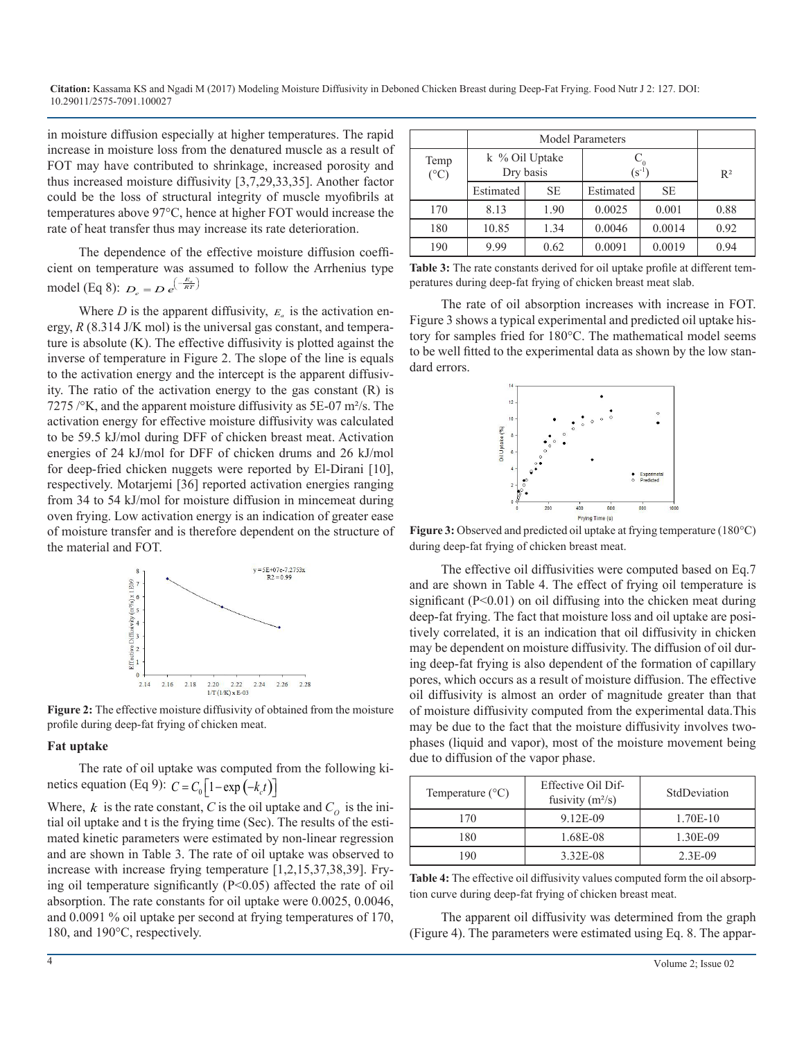in moisture diffusion especially at higher temperatures. The rapid increase in moisture loss from the denatured muscle as a result of FOT may have contributed to shrinkage, increased porosity and thus increased moisture diffusivity [3,7,29,33,35]. Another factor could be the loss of structural integrity of muscle myofibrils at temperatures above 97°C, hence at higher FOT would increase the rate of heat transfer thus may increase its rate deterioration.

The dependence of the effective moisture diffusion coefficient on temperature was assumed to follow the Arrhenius type model (Eq 8): $D_e = D\, e^{\left(-\frac{E_a}{RT}\right)}$

Where $D$ is the apparent diffusivity, $E_a$ is the activation energy, $R$ (8.314 J/K mol) is the universal gas constant, and temperature is absolute (K). The effective diffusivity is plotted against the inverse of temperature in Figure 2. The slope of the line is equals to the activation energy and the intercept is the apparent diffusivity. The ratio of the activation energy to the gas constant (R) is 7275 /°K, and the apparent moisture diffusivity as 5E-07 m²/s. The activation energy for effective moisture diffusivity was calculated to be 59.5 kJ/mol during DFF of chicken breast meat. Activation energies of 24 kJ/mol for DFF of chicken drums and 26 kJ/mol for deep-fried chicken nuggets were reported by El-Dirani [10], respectively. Motarjemi [36] reported activation energies ranging from 34 to 54 kJ/mol for moisture diffusion in mincemeat during oven frying. Low activation energy is an indication of greater ease of moisture transfer and is therefore dependent on the structure of the material and FOT.

**Figure 2:** The effective moisture diffusivity of obtained from the moisture profile during deep-fat frying of chicken meat.

### Fat uptake

The rate of oil uptake was computed from the following kinetics equation (Eq 9): $C = C_0\left[1-\exp\left(-k_c t\right)\right]$

Where, $k$ is the rate constant, $C$ is the oil uptake and $C_O$ is the initial oil uptake and t is the frying time (Sec). The results of the estimated kinetic parameters were estimated by non-linear regression and are shown in Table 3. The rate of oil uptake was observed to increase with increase frying temperature [1,2,15,37,38,39]. Frying oil temperature significantly ($P<0.05$) affected the rate of oil absorption. The rate constants for oil uptake were 0.0025, 0.0046, and 0.0091 % oil uptake per second at frying temperatures of 170, 180, and 190°C, respectively.

| Temp (°C) | Model Parameters | | | | $R^2$ |
|---|---|---|---|---|---|
| | k % Oil Uptake Dry basis | | $C_0$ ($s^{-1}$) | | |
| | Estimated | SE | Estimated | SE | |
| 170 | 8.13 | 1.90 | 0.0025 | 0.001 | 0.88 |
| 180 | 10.85 | 1.34 | 0.0046 | 0.0014 | 0.92 |
| 190 | 9.99 | 0.62 | 0.0091 | 0.0019 | 0.94 |

**Table 3:** The rate constants derived for oil uptake profile at different temperatures during deep-fat frying of chicken breast meat slab.

The rate of oil absorption increases with increase in FOT. Figure 3 shows a typical experimental and predicted oil uptake history for samples fried for 180°C. The mathematical model seems to be well fitted to the experimental data as shown by the low standard errors.

**Figure 3:** Observed and predicted oil uptake at frying temperature (180°C) during deep-fat frying of chicken breast meat.

The effective oil diffusivities were computed based on Eq.7 and are shown in Table 4. The effect of frying oil temperature is significant ($P<0.01$) on oil diffusing into the chicken meat during deep-fat frying. The fact that moisture loss and oil uptake are positively correlated, it is an indication that oil diffusivity in chicken may be dependent on moisture diffusivity. The diffusion of oil during deep-fat frying is also dependent of the formation of capillary pores, which occurs as a result of moisture diffusion. The effective oil diffusivity is almost an order of magnitude greater than that of moisture diffusivity computed from the experimental data.This may be due to the fact that the moisture diffusivity involves two-phases (liquid and vapor), most of the moisture movement being due to diffusion of the vapor phase.

| Temperature (°C) | Effective Oil Diffusivity (m²/s) | StdDeviation |
|---|---|---|
| 170 | 9.12E-09 | 1.70E-10 |
| 180 | 1.68E-08 | 1.30E-09 |
| 190 | 3.32E-08 | 2.3E-09 |

**Table 4:** The effective oil diffusivity values computed form the oil absorption curve during deep-fat frying of chicken breast meat.

The apparent oil diffusivity was determined from the graph (Figure 4). The parameters were estimated using Eq. 8. The appar-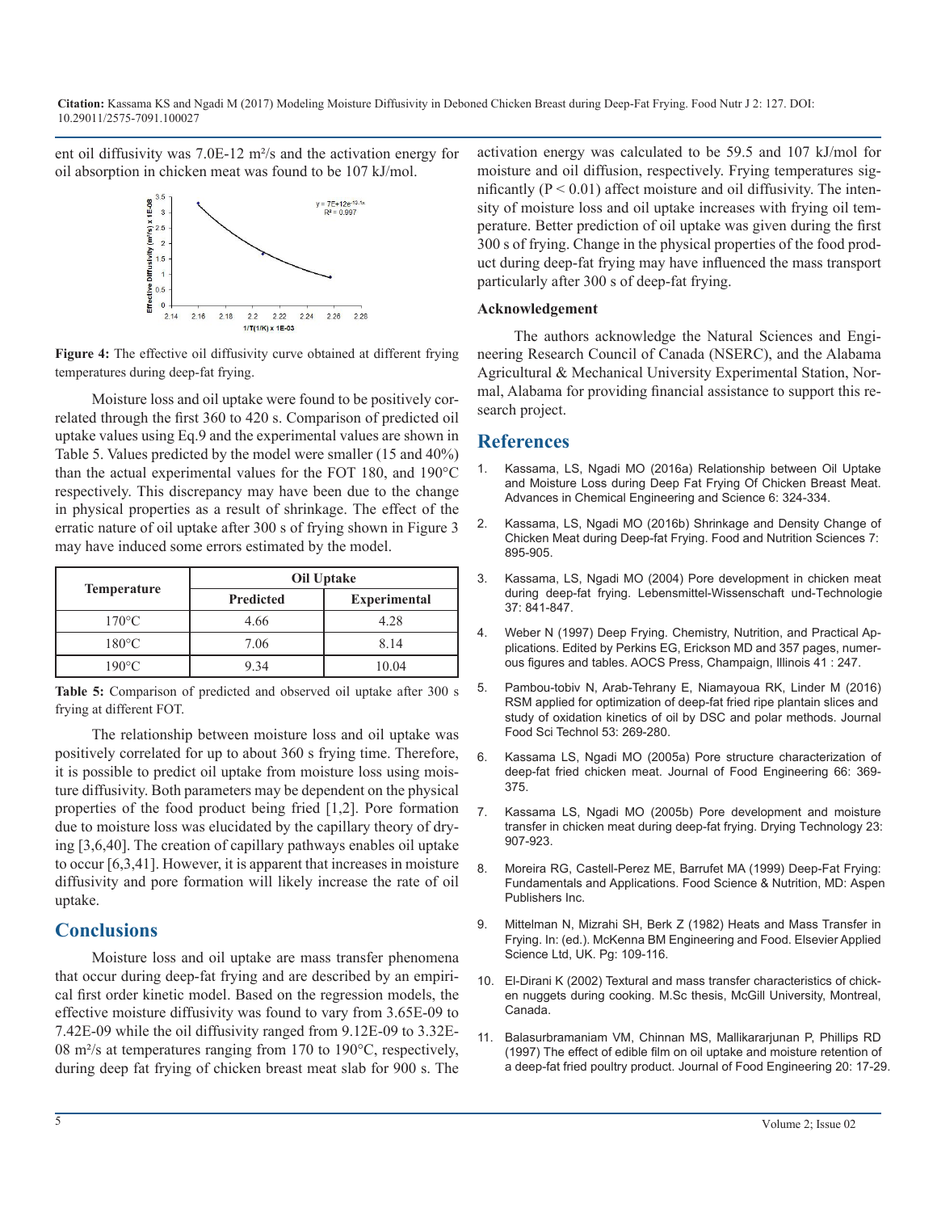ent oil diffusivity was 7.0E-12 m²/s and the activation energy for oil absorption in chicken meat was found to be 107 kJ/mol.

**Figure 4:** The effective oil diffusivity curve obtained at different frying temperatures during deep-fat frying.

Moisture loss and oil uptake were found to be positively correlated through the first 360 to 420 s. Comparison of predicted oil uptake values using Eq.9 and the experimental values are shown in Table 5. Values predicted by the model were smaller (15 and 40%) than the actual experimental values for the FOT 180, and 190°C respectively. This discrepancy may have been due to the change in physical properties as a result of shrinkage. The effect of the erratic nature of oil uptake after 300 s of frying shown in Figure 3 may have induced some errors estimated by the model.

| Temperature | Oil Uptake | |
|---|---|---|
| | Predicted | Experimental |
| 170°C | 4.66 | 4.28 |
| 180°C | 7.06 | 8.14 |
| 190°C | 9.34 | 10.04 |

**Table 5:** Comparison of predicted and observed oil uptake after 300 s frying at different FOT.

The relationship between moisture loss and oil uptake was positively correlated for up to about 360 s frying time. Therefore, it is possible to predict oil uptake from moisture loss using moisture diffusivity. Both parameters may be dependent on the physical properties of the food product being fried [1,2]. Pore formation due to moisture loss was elucidated by the capillary theory of drying [3,6,40]. The creation of capillary pathways enables oil uptake to occur [6,3,41]. However, it is apparent that increases in moisture diffusivity and pore formation will likely increase the rate of oil uptake.

## Conclusions

Moisture loss and oil uptake are mass transfer phenomena that occur during deep-fat frying and are described by an empirical first order kinetic model. Based on the regression models, the effective moisture diffusivity was found to vary from 3.65E-09 to 7.42E-09 while the oil diffusivity ranged from 9.12E-09 to 3.32E-08 m²/s at temperatures ranging from 170 to 190°C, respectively, during deep fat frying of chicken breast meat slab for 900 s. The activation energy was calculated to be 59.5 and 107 kJ/mol for moisture and oil diffusion, respectively. Frying temperatures significantly ($P < 0.01$) affect moisture and oil diffusivity. The intensity of moisture loss and oil uptake increases with frying oil temperature. Better prediction of oil uptake was given during the first 300 s of frying. Change in the physical properties of the food product during deep-fat frying may have influenced the mass transport particularly after 300 s of deep-fat frying.

### Acknowledgement

The authors acknowledge the Natural Sciences and Engineering Research Council of Canada (NSERC), and the Alabama Agricultural & Mechanical University Experimental Station, Normal, Alabama for providing financial assistance to support this research project.

## References

1. Kassama, LS, Ngadi MO (2016a) Relationship between Oil Uptake and Moisture Loss during Deep Fat Frying Of Chicken Breast Meat. Advances in Chemical Engineering and Science 6: 324-334.
2. Kassama, LS, Ngadi MO (2016b) Shrinkage and Density Change of Chicken Meat during Deep-fat Frying. Food and Nutrition Sciences 7: 895-905.
3. Kassama, LS, Ngadi MO (2004) Pore development in chicken meat during deep-fat frying. Lebensmittel-Wissenschaft und-Technologie 37: 841-847.
4. Weber N (1997) Deep Frying. Chemistry, Nutrition, and Practical Applications. Edited by Perkins EG, Erickson MD and 357 pages, numerous figures and tables. AOCS Press, Champaign, Illinois 41 : 247.
5. Pambou-tobiv N, Arab-Tehrany E, Niamayoua RK, Linder M (2016) RSM applied for optimization of deep-fat fried ripe plantain slices and study of oxidation kinetics of oil by DSC and polar methods. Journal Food Sci Technol 53: 269-280.
6. Kassama LS, Ngadi MO (2005a) Pore structure characterization of deep-fat fried chicken meat. Journal of Food Engineering 66: 369-375.
7. Kassama LS, Ngadi MO (2005b) Pore development and moisture transfer in chicken meat during deep-fat frying. Drying Technology 23: 907-923.
8. Moreira RG, Castell-Perez ME, Barrufet MA (1999) Deep-Fat Frying: Fundamentals and Applications. Food Science & Nutrition, MD: Aspen Publishers Inc.
9. Mittelman N, Mizrahi SH, Berk Z (1982) Heats and Mass Transfer in Frying. In: (ed.). McKenna BM Engineering and Food. Elsevier Applied Science Ltd, UK. Pg: 109-116.
10. El-Dirani K (2002) Textural and mass transfer characteristics of chicken nuggets during cooking. M.Sc thesis, McGill University, Montreal, Canada.
11. Balasurbramaniam VM, Chinnan MS, Mallikararjunan P, Phillips RD (1997) The effect of edible film on oil uptake and moisture retention of a deep-fat fried poultry product. Journal of Food Engineering 20: 17-29.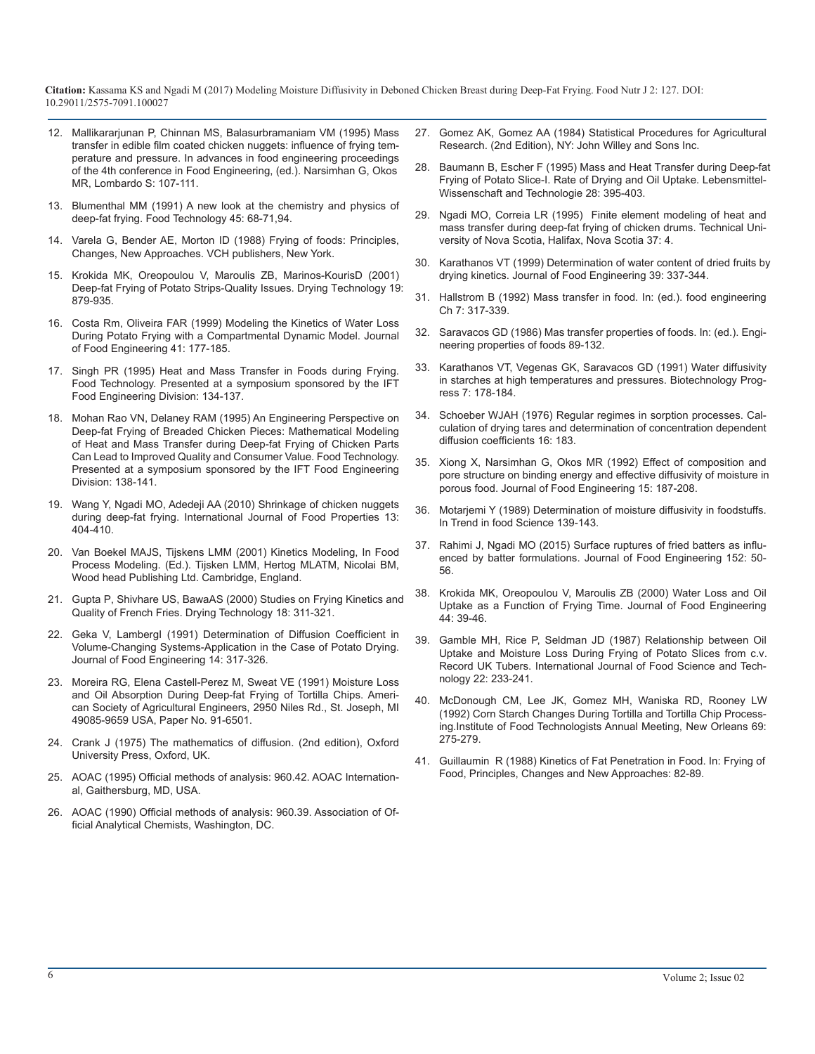12. Mallikararjunan P, Chinnan MS, Balasurbramaniam VM (1995) Mass transfer in edible film coated chicken nuggets: influence of frying temperature and pressure. In advances in food engineering proceedings of the 4th conference in Food Engineering, (ed.). Narsimhan G, Okos MR, Lombardo S: 107-111.
13. Blumenthal MM (1991) A new look at the chemistry and physics of deep-fat frying. Food Technology 45: 68-71,94.
14. Varela G, Bender AE, Morton ID (1988) Frying of foods: Principles, Changes, New Approaches. VCH publishers, New York.
15. Krokida MK, Oreopoulou V, Maroulis ZB, Marinos-KourisD (2001) Deep-fat Frying of Potato Strips-Quality Issues. Drying Technology 19: 879-935.
16. Costa Rm, Oliveira FAR (1999) Modeling the Kinetics of Water Loss During Potato Frying with a Compartmental Dynamic Model. Journal of Food Engineering 41: 177-185.
17. Singh PR (1995) Heat and Mass Transfer in Foods during Frying. Food Technology. Presented at a symposium sponsored by the IFT Food Engineering Division: 134-137.
18. Mohan Rao VN, Delaney RAM (1995) An Engineering Perspective on Deep-fat Frying of Breaded Chicken Pieces: Mathematical Modeling of Heat and Mass Transfer during Deep-fat Frying of Chicken Parts Can Lead to Improved Quality and Consumer Value. Food Technology. Presented at a symposium sponsored by the IFT Food Engineering Division: 138-141.
19. Wang Y, Ngadi MO, Adedeji AA (2010) Shrinkage of chicken nuggets during deep-fat frying. International Journal of Food Properties 13: 404-410.
20. Van Boekel MAJS, Tijskens LMM (2001) Kinetics Modeling, In Food Process Modeling. (Ed.). Tijsken LMM, Hertog MLATM, Nicolai BM, Wood head Publishing Ltd. Cambridge, England.
21. Gupta P, Shivhare US, BawaAS (2000) Studies on Frying Kinetics and Quality of French Fries. Drying Technology 18: 311-321.
22. Geka V, LambergI (1991) Determination of Diffusion Coefficient in Volume-Changing Systems-Application in the Case of Potato Drying. Journal of Food Engineering 14: 317-326.
23. Moreira RG, Elena Castell-Perez M, Sweat VE (1991) Moisture Loss and Oil Absorption During Deep-fat Frying of Tortilla Chips. American Society of Agricultural Engineers, 2950 Niles Rd., St. Joseph, MI 49085-9659 USA, Paper No. 91-6501.
24. Crank J (1975) The mathematics of diffusion. (2nd edition), Oxford University Press, Oxford, UK.
25. AOAC (1995) Official methods of analysis: 960.42. AOAC International, Gaithersburg, MD, USA.
26. AOAC (1990) Official methods of analysis: 960.39. Association of Official Analytical Chemists, Washington, DC.
27. Gomez AK, Gomez AA (1984) Statistical Procedures for Agricultural Research. (2nd Edition), NY: John Willey and Sons Inc.
28. Baumann B, Escher F (1995) Mass and Heat Transfer during Deep-fat Frying of Potato Slice-I. Rate of Drying and Oil Uptake. Lebensmittel-Wissenschaft and Technologie 28: 395-403.
29. Ngadi MO, Correia LR (1995) Finite element modeling of heat and mass transfer during deep-fat frying of chicken drums. Technical University of Nova Scotia, Halifax, Nova Scotia 37: 4.
30. Karathanos VT (1999) Determination of water content of dried fruits by drying kinetics. Journal of Food Engineering 39: 337-344.
31. Hallstrom B (1992) Mass transfer in food. In: (ed.). food engineering Ch 7: 317-339.
32. Saravacos GD (1986) Mas transfer properties of foods. In: (ed.). Engineering properties of foods 89-132.
33. Karathanos VT, Vegenas GK, Saravacos GD (1991) Water diffusivity in starches at high temperatures and pressures. Biotechnology Progress 7: 178-184.
34. Schoeber WJAH (1976) Regular regimes in sorption processes. Calculation of drying tares and determination of concentration dependent diffusion coefficients 16: 183.
35. Xiong X, Narsimhan G, Okos MR (1992) Effect of composition and pore structure on binding energy and effective diffusivity of moisture in porous food. Journal of Food Engineering 15: 187-208.
36. Motarjemi Y (1989) Determination of moisture diffusivity in foodstuffs. In Trend in food Science 139-143.
37. Rahimi J, Ngadi MO (2015) Surface ruptures of fried batters as influenced by batter formulations. Journal of Food Engineering 152: 50-56.
38. Krokida MK, Oreopoulou V, Maroulis ZB (2000) Water Loss and Oil Uptake as a Function of Frying Time. Journal of Food Engineering 44: 39-46.
39. Gamble MH, Rice P, Seldman JD (1987) Relationship between Oil Uptake and Moisture Loss During Frying of Potato Slices from c.v. Record UK Tubers. International Journal of Food Science and Technology 22: 233-241.
40. McDonough CM, Lee JK, Gomez MH, Waniska RD, Rooney LW (1992) Corn Starch Changes During Tortilla and Tortilla Chip Processing.Institute of Food Technologists Annual Meeting, New Orleans 69: 275-279.
41. Guillaumin R (1988) Kinetics of Fat Penetration in Food. In: Frying of Food, Principles, Changes and New Approaches: 82-89.